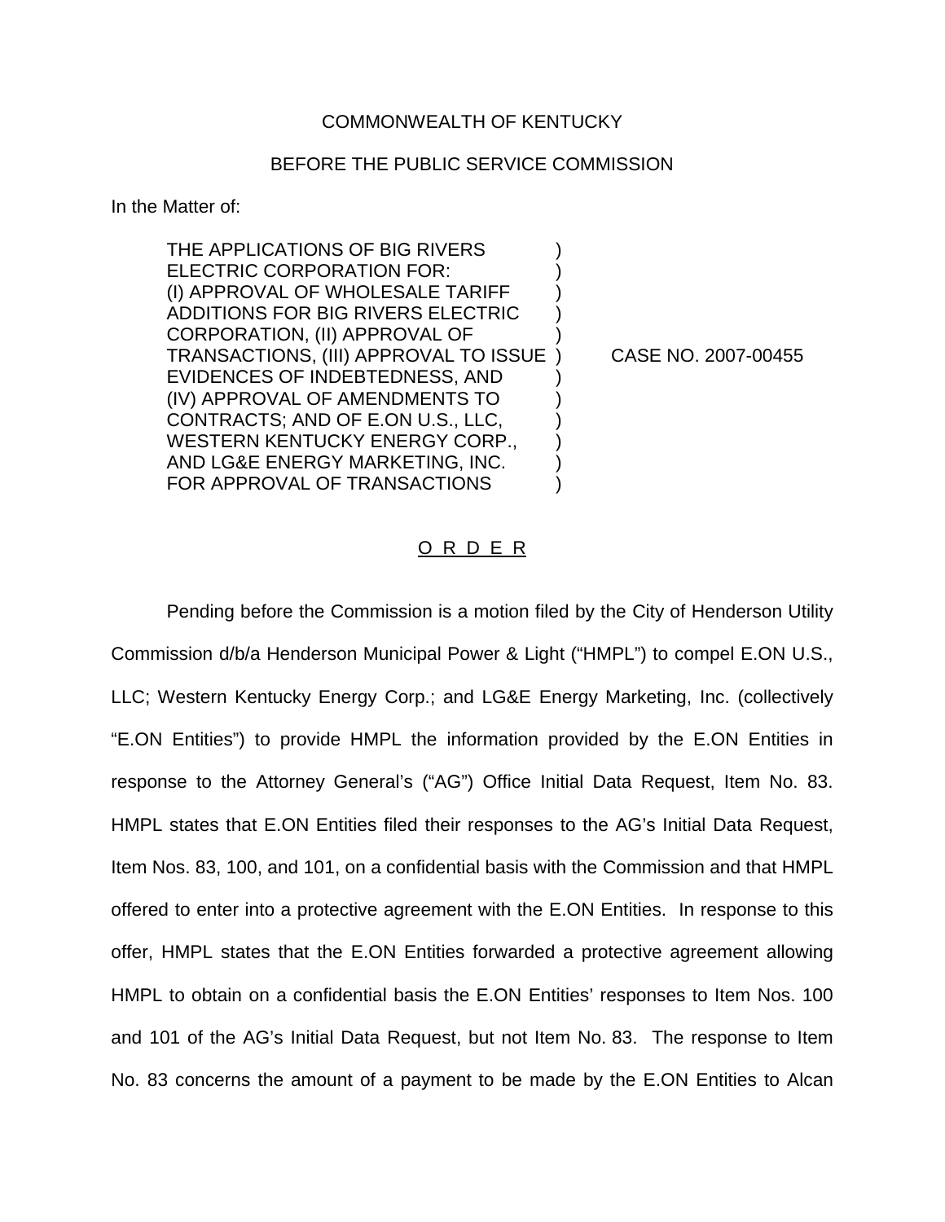COMMONWEALTH OF KENTUCKY

BEFORE THE PUBLIC SERVICE COMMISSION

In the Matter of:

| | |
|---|---|
| THE APPLICATIONS OF BIG RIVERS ELECTRIC CORPORATION FOR: (I) APPROVAL OF WHOLESALE TARIFF ADDITIONS FOR BIG RIVERS ELECTRIC CORPORATION, (II) APPROVAL OF TRANSACTIONS, (III) APPROVAL TO ISSUE EVIDENCES OF INDEBTEDNESS, AND (IV) APPROVAL OF AMENDMENTS TO CONTRACTS; AND OF E.ON U.S., LLC, WESTERN KENTUCKY ENERGY CORP., AND LG&E ENERGY MARKETING, INC. FOR APPROVAL OF TRANSACTIONS | CASE NO. 2007-00455 |

O R D E R

Pending before the Commission is a motion filed by the City of Henderson Utility Commission d/b/a Henderson Municipal Power & Light ("HMPL") to compel E.ON U.S., LLC; Western Kentucky Energy Corp.; and LG&E Energy Marketing, Inc. (collectively "E.ON Entities") to provide HMPL the information provided by the E.ON Entities in response to the Attorney General's ("AG") Office Initial Data Request, Item No. 83. HMPL states that E.ON Entities filed their responses to the AG's Initial Data Request, Item Nos. 83, 100, and 101, on a confidential basis with the Commission and that HMPL offered to enter into a protective agreement with the E.ON Entities. In response to this offer, HMPL states that the E.ON Entities forwarded a protective agreement allowing HMPL to obtain on a confidential basis the E.ON Entities' responses to Item Nos. 100 and 101 of the AG's Initial Data Request, but not Item No. 83. The response to Item No. 83 concerns the amount of a payment to be made by the E.ON Entities to Alcan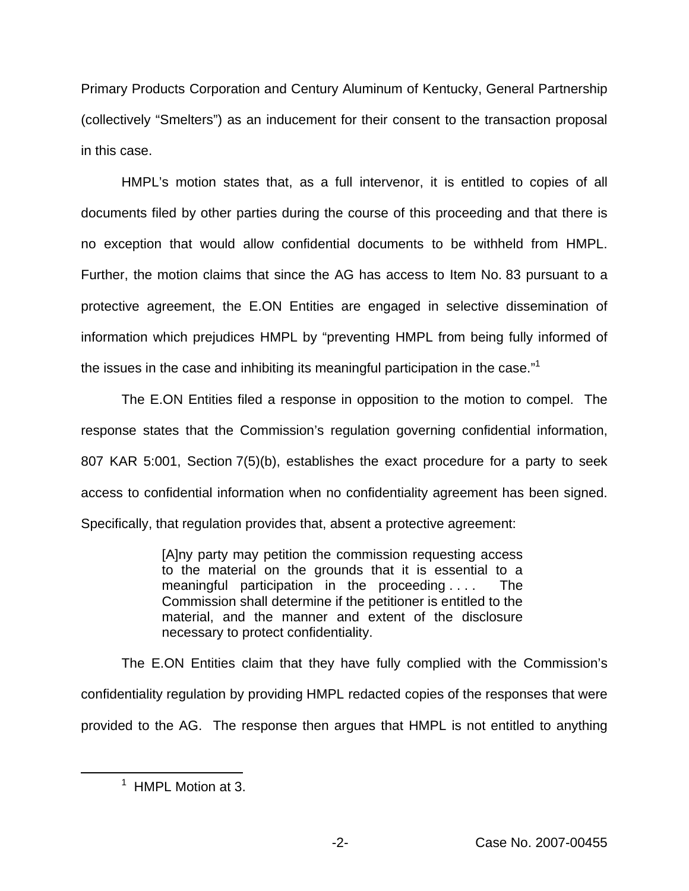Primary Products Corporation and Century Aluminum of Kentucky, General Partnership (collectively "Smelters") as an inducement for their consent to the transaction proposal in this case.

HMPL's motion states that, as a full intervenor, it is entitled to copies of all documents filed by other parties during the course of this proceeding and that there is no exception that would allow confidential documents to be withheld from HMPL. Further, the motion claims that since the AG has access to Item No. 83 pursuant to a protective agreement, the E.ON Entities are engaged in selective dissemination of information which prejudices HMPL by "preventing HMPL from being fully informed of the issues in the case and inhibiting its meaningful participation in the case."[1]

The E.ON Entities filed a response in opposition to the motion to compel. The response states that the Commission's regulation governing confidential information, 807 KAR 5:001, Section 7(5)(b), establishes the exact procedure for a party to seek access to confidential information when no confidentiality agreement has been signed. Specifically, that regulation provides that, absent a protective agreement:

> [A]ny party may petition the commission requesting access to the material on the grounds that it is essential to a meaningful participation in the proceeding . . . . The Commission shall determine if the petitioner is entitled to the material, and the manner and extent of the disclosure necessary to protect confidentiality.

The E.ON Entities claim that they have fully complied with the Commission's confidentiality regulation by providing HMPL redacted copies of the responses that were provided to the AG. The response then argues that HMPL is not entitled to anything

[1] HMPL Motion at 3.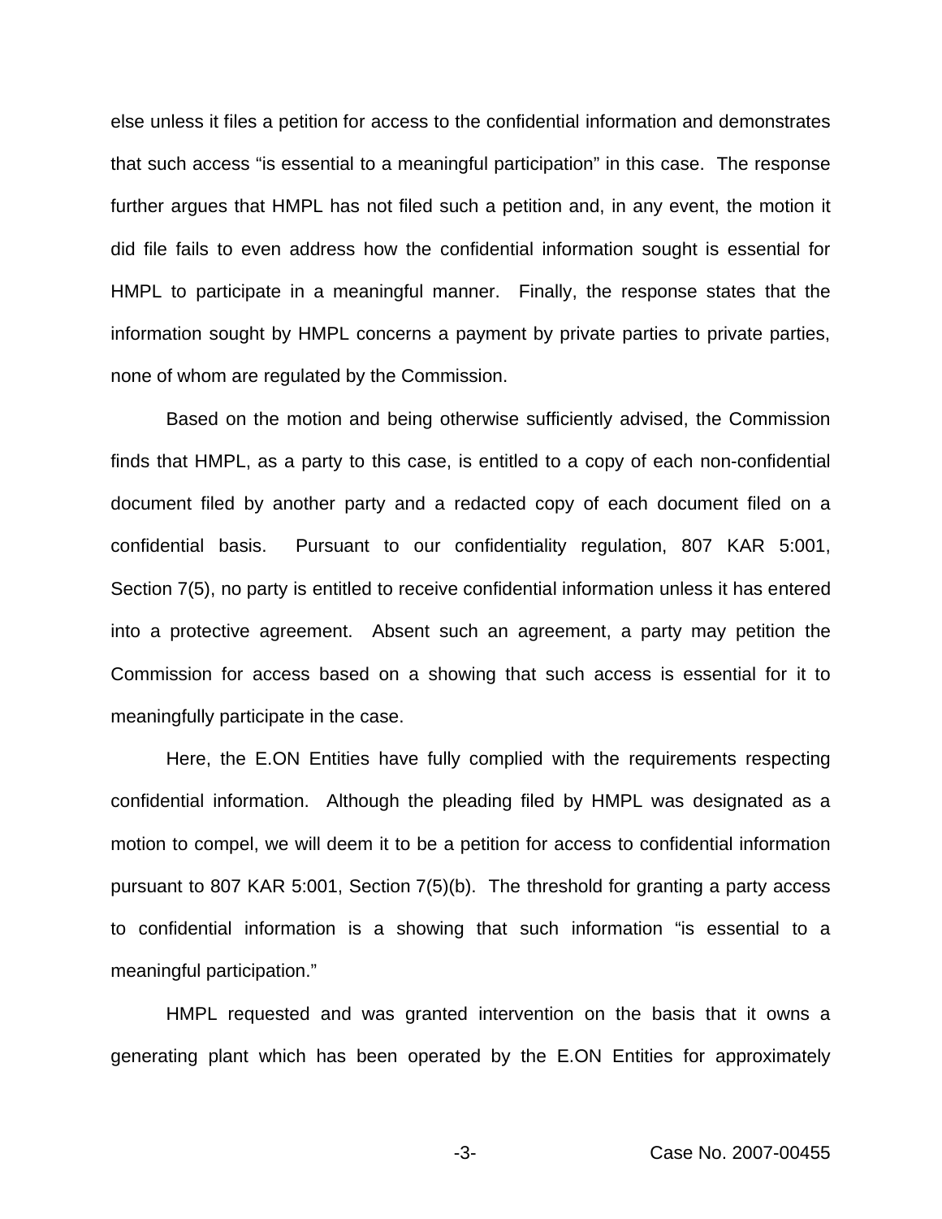else unless it files a petition for access to the confidential information and demonstrates that such access "is essential to a meaningful participation" in this case. The response further argues that HMPL has not filed such a petition and, in any event, the motion it did file fails to even address how the confidential information sought is essential for HMPL to participate in a meaningful manner. Finally, the response states that the information sought by HMPL concerns a payment by private parties to private parties, none of whom are regulated by the Commission.

Based on the motion and being otherwise sufficiently advised, the Commission finds that HMPL, as a party to this case, is entitled to a copy of each non-confidential document filed by another party and a redacted copy of each document filed on a confidential basis. Pursuant to our confidentiality regulation, 807 KAR 5:001, Section 7(5), no party is entitled to receive confidential information unless it has entered into a protective agreement. Absent such an agreement, a party may petition the Commission for access based on a showing that such access is essential for it to meaningfully participate in the case.

Here, the E.ON Entities have fully complied with the requirements respecting confidential information. Although the pleading filed by HMPL was designated as a motion to compel, we will deem it to be a petition for access to confidential information pursuant to 807 KAR 5:001, Section 7(5)(b). The threshold for granting a party access to confidential information is a showing that such information "is essential to a meaningful participation."

HMPL requested and was granted intervention on the basis that it owns a generating plant which has been operated by the E.ON Entities for approximately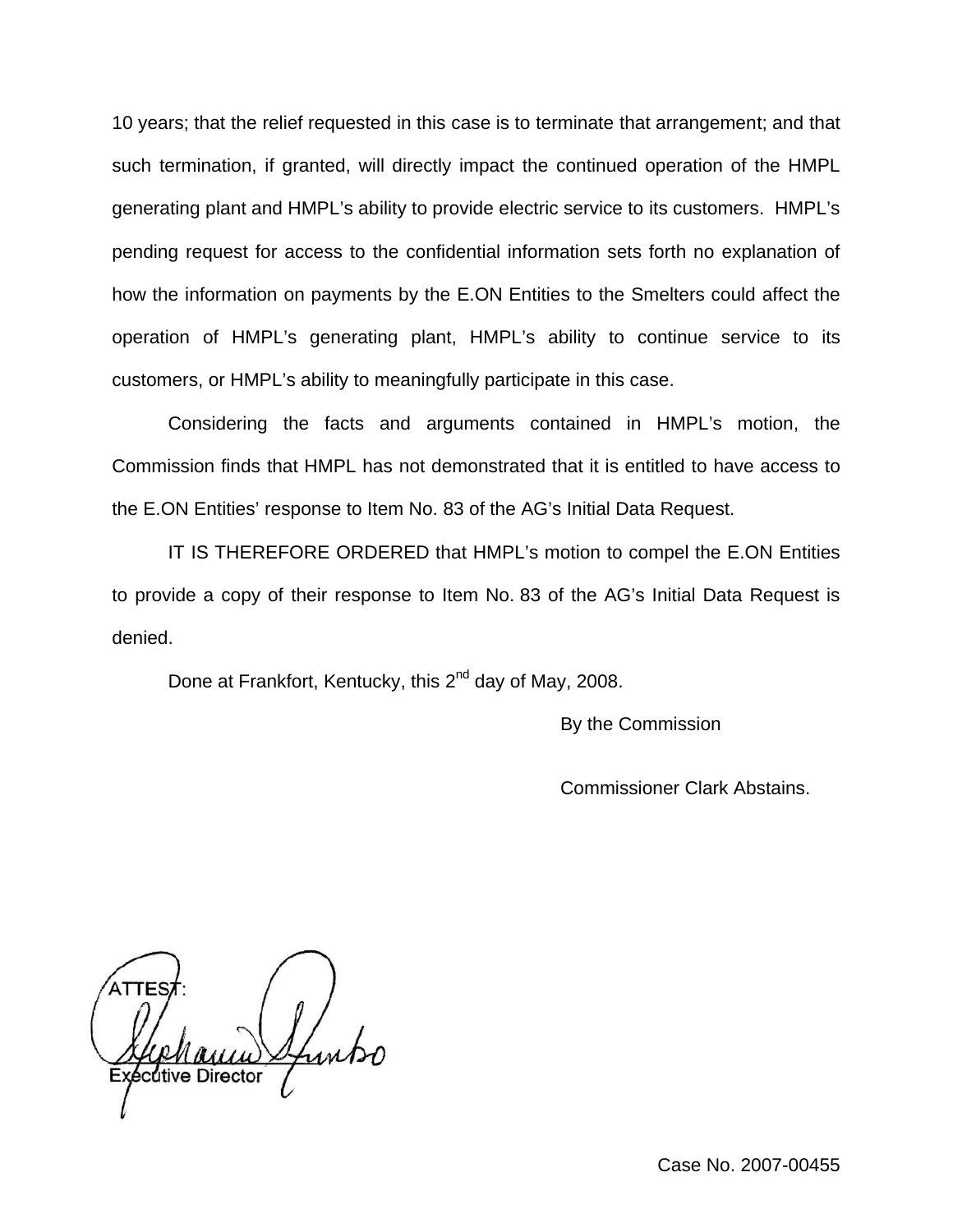10 years; that the relief requested in this case is to terminate that arrangement; and that such termination, if granted, will directly impact the continued operation of the HMPL generating plant and HMPL's ability to provide electric service to its customers. HMPL's pending request for access to the confidential information sets forth no explanation of how the information on payments by the E.ON Entities to the Smelters could affect the operation of HMPL's generating plant, HMPL's ability to continue service to its customers, or HMPL's ability to meaningfully participate in this case.

Considering the facts and arguments contained in HMPL's motion, the Commission finds that HMPL has not demonstrated that it is entitled to have access to the E.ON Entities' response to Item No. 83 of the AG's Initial Data Request.

IT IS THEREFORE ORDERED that HMPL's motion to compel the E.ON Entities to provide a copy of their response to Item No. 83 of the AG's Initial Data Request is denied.

Done at Frankfort, Kentucky, this 2nd day of May, 2008.

By the Commission

Commissioner Clark Abstains.

ATTEST:

Executive Director

Case No. 2007-00455